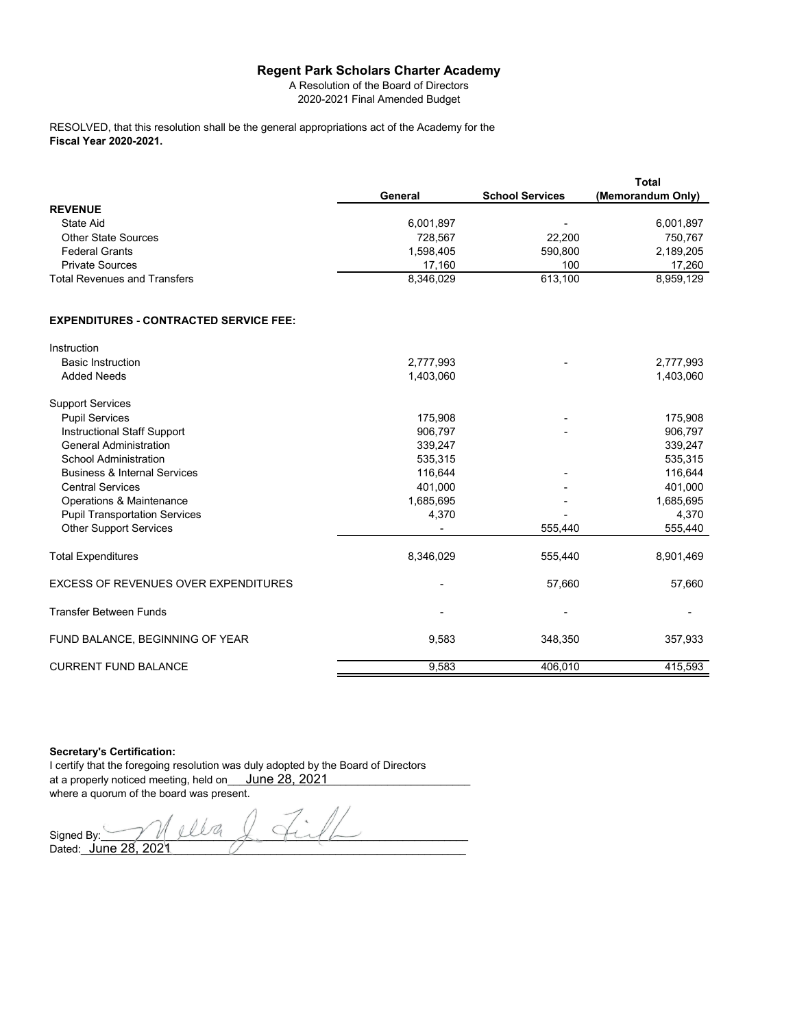# Regent Park Scholars Charter Academy

A Resolution of the Board of Directors
2020-2021 Final Amended Budget

RESOLVED, that this resolution shall be the general appropriations act of the Academy for the **Fiscal Year 2020-2021.**

| | General | School Services | Total (Memorandum Only) |
|---|---|---|---|
| **REVENUE** | | | |
| State Aid | 6,001,897 | - | 6,001,897 |
| Other State Sources | 728,567 | 22,200 | 750,767 |
| Federal Grants | 1,598,405 | 590,800 | 2,189,205 |
| Private Sources | 17,160 | 100 | 17,260 |
| Total Revenues and Transfers | 8,346,029 | 613,100 | 8,959,129 |
| | | | |
| **EXPENDITURES - CONTRACTED SERVICE FEE:** | | | |
| Instruction | | | |
| Basic Instruction | 2,777,993 | - | 2,777,993 |
| Added Needs | 1,403,060 | | 1,403,060 |
| Support Services | | | |
| Pupil Services | 175,908 | - | 175,908 |
| Instructional Staff Support | 906,797 | - | 906,797 |
| General Administration | 339,247 | - | 339,247 |
| School Administration | 535,315 | | 535,315 |
| Business & Internal Services | 116,644 | - | 116,644 |
| Central Services | 401,000 | - | 401,000 |
| Operations & Maintenance | 1,685,695 | - | 1,685,695 |
| Pupil Transportation Services | 4,370 | - | 4,370 |
| Other Support Services | - | 555,440 | 555,440 |
| Total Expenditures | 8,346,029 | 555,440 | 8,901,469 |
| EXCESS OF REVENUES OVER EXPENDITURES | - | 57,660 | 57,660 |
| Transfer Between Funds | - | - | - |
| FUND BALANCE, BEGINNING OF YEAR | 9,583 | 348,350 | 357,933 |
| CURRENT FUND BALANCE | 9,583 | 406,010 | 415,593 |

**Secretary's Certification:**

I certify that the foregoing resolution was duly adopted by the Board of Directors at a properly noticed meeting, held on June 28, 2021 where a quorum of the board was present.

Signed By: Melba J. Fill

Dated: June 28, 2021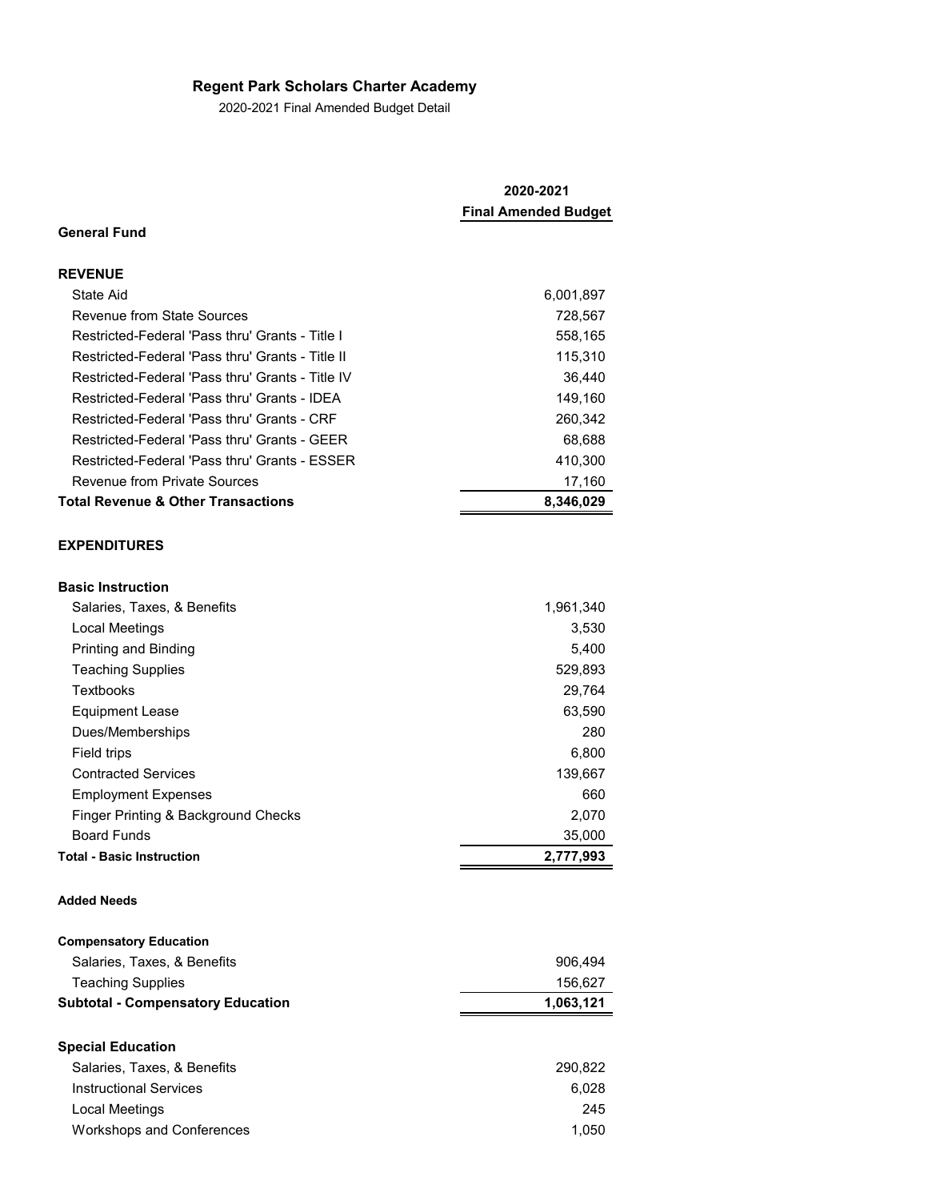## Regent Park Scholars Charter Academy

2020-2021 Final Amended Budget Detail

| | 2020-2021 Final Amended Budget |
|---|---|
| **General Fund** | |
| | |
| **REVENUE** | |
| State Aid | 6,001,897 |
| Revenue from State Sources | 728,567 |
| Restricted-Federal 'Pass thru' Grants - Title I | 558,165 |
| Restricted-Federal 'Pass thru' Grants - Title II | 115,310 |
| Restricted-Federal 'Pass thru' Grants - Title IV | 36,440 |
| Restricted-Federal 'Pass thru' Grants - IDEA | 149,160 |
| Restricted-Federal 'Pass thru' Grants - CRF | 260,342 |
| Restricted-Federal 'Pass thru' Grants - GEER | 68,688 |
| Restricted-Federal 'Pass thru' Grants - ESSER | 410,300 |
| Revenue from Private Sources | 17,160 |
| **Total Revenue & Other Transactions** | **8,346,029** |
| | |
| **EXPENDITURES** | |
| | |
| **Basic Instruction** | |
| Salaries, Taxes, & Benefits | 1,961,340 |
| Local Meetings | 3,530 |
| Printing and Binding | 5,400 |
| Teaching Supplies | 529,893 |
| Textbooks | 29,764 |
| Equipment Lease | 63,590 |
| Dues/Memberships | 280 |
| Field trips | 6,800 |
| Contracted Services | 139,667 |
| Employment Expenses | 660 |
| Finger Printing & Background Checks | 2,070 |
| Board Funds | 35,000 |
| **Total - Basic Instruction** | **2,777,993** |
| | |
| **Added Needs** | |
| | |
| **Compensatory Education** | |
| Salaries, Taxes, & Benefits | 906,494 |
| Teaching Supplies | 156,627 |
| **Subtotal - Compensatory Education** | **1,063,121** |
| | |
| **Special Education** | |
| Salaries, Taxes, & Benefits | 290,822 |
| Instructional Services | 6,028 |
| Local Meetings | 245 |
| Workshops and Conferences | 1,050 |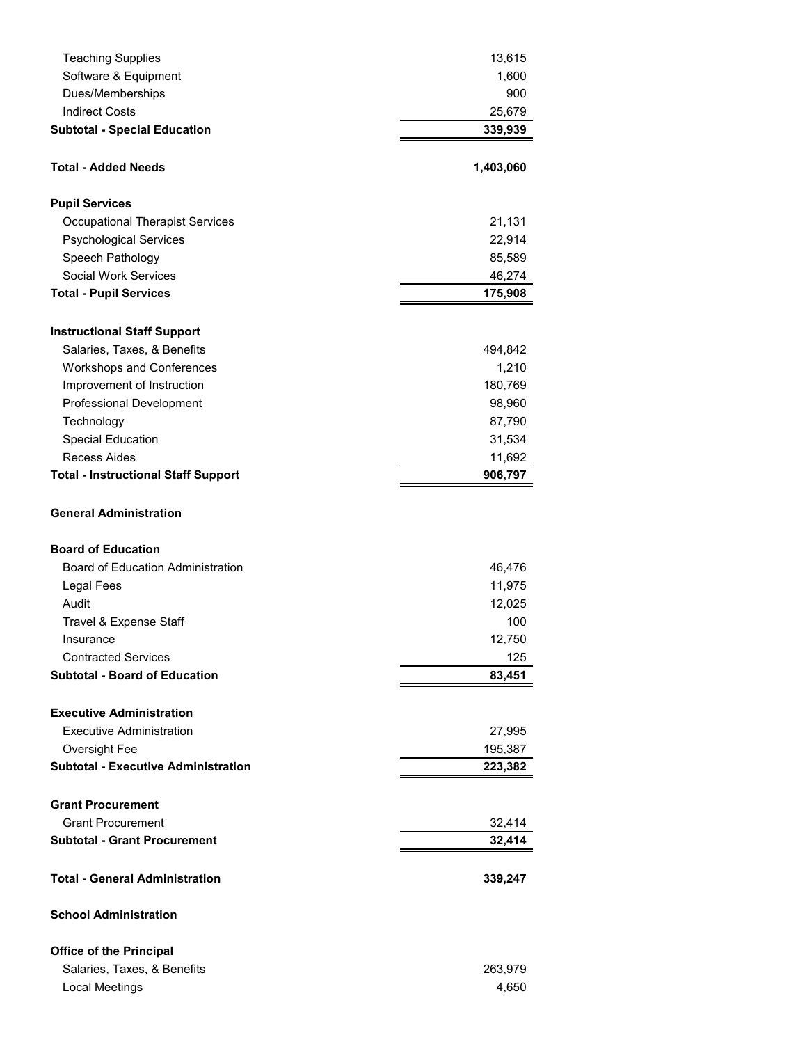| | |
|---|---|
| Teaching Supplies | 13,615 |
| Software & Equipment | 1,600 |
| Dues/Memberships | 900 |
| Indirect Costs | 25,679 |
| **Subtotal - Special Education** | **339,939** |
| | |
| **Total - Added Needs** | **1,403,060** |
| | |
| **Pupil Services** | |
| Occupational Therapist Services | 21,131 |
| Psychological Services | 22,914 |
| Speech Pathology | 85,589 |
| Social Work Services | 46,274 |
| **Total - Pupil Services** | **175,908** |
| | |
| **Instructional Staff Support** | |
| Salaries, Taxes, & Benefits | 494,842 |
| Workshops and Conferences | 1,210 |
| Improvement of Instruction | 180,769 |
| Professional Development | 98,960 |
| Technology | 87,790 |
| Special Education | 31,534 |
| Recess Aides | 11,692 |
| **Total - Instructional Staff Support** | **906,797** |
| | |
| **General Administration** | |
| | |
| **Board of Education** | |
| Board of Education Administration | 46,476 |
| Legal Fees | 11,975 |
| Audit | 12,025 |
| Travel & Expense Staff | 100 |
| Insurance | 12,750 |
| Contracted Services | 125 |
| **Subtotal - Board of Education** | **83,451** |
| | |
| **Executive Administration** | |
| Executive Administration | 27,995 |
| Oversight Fee | 195,387 |
| **Subtotal - Executive Administration** | **223,382** |
| | |
| **Grant Procurement** | |
| Grant Procurement | 32,414 |
| **Subtotal - Grant Procurement** | **32,414** |
| | |
| **Total - General Administration** | **339,247** |
| | |
| **School Administration** | |
| | |
| **Office of the Principal** | |
| Salaries, Taxes, & Benefits | 263,979 |
| Local Meetings | 4,650 |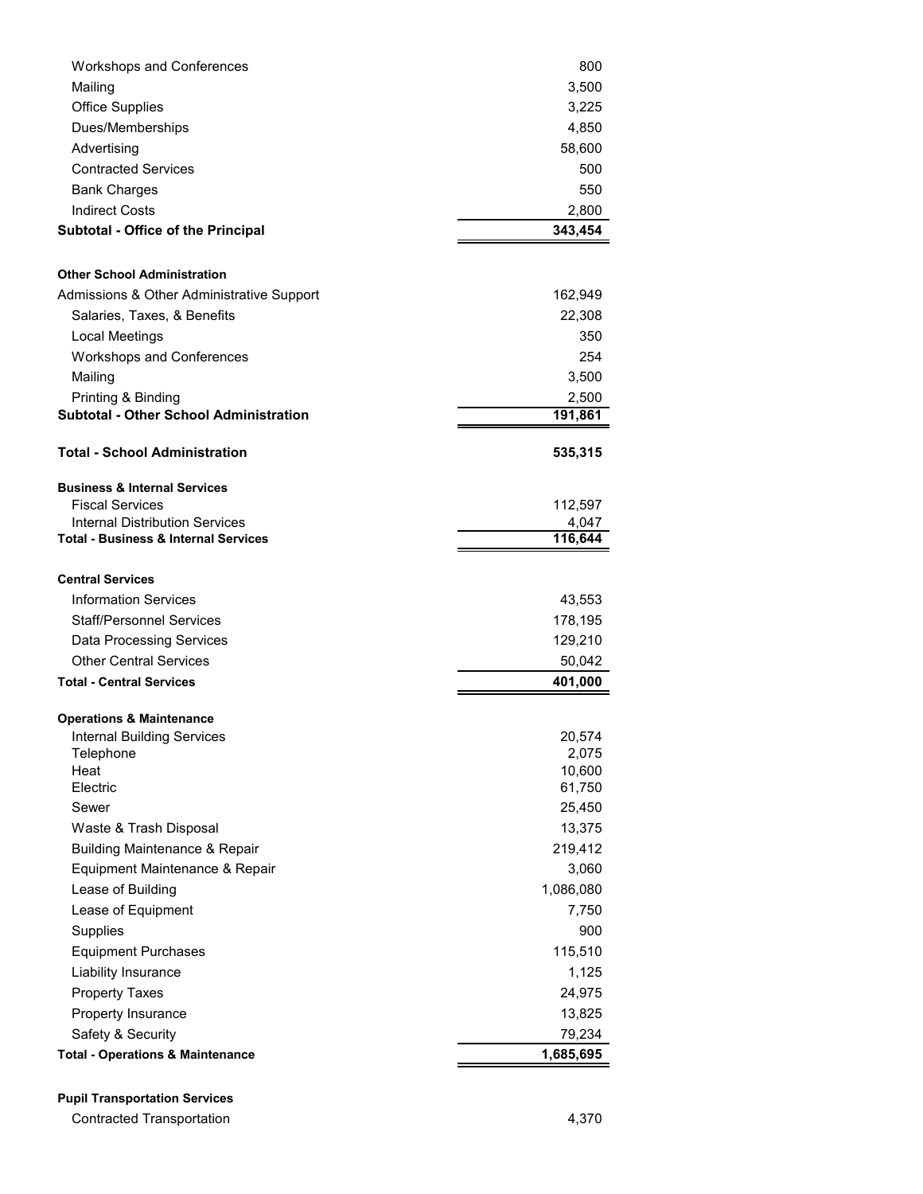| | |
|---|---|
| Workshops and Conferences | 800 |
| Mailing | 3,500 |
| Office Supplies | 3,225 |
| Dues/Memberships | 4,850 |
| Advertising | 58,600 |
| Contracted Services | 500 |
| Bank Charges | 550 |
| Indirect Costs | 2,800 |
| **Subtotal - Office of the Principal** | **343,454** |
| | |
| **Other School Administration** | |
| Admissions & Other Administrative Support | 162,949 |
| Salaries, Taxes, & Benefits | 22,308 |
| Local Meetings | 350 |
| Workshops and Conferences | 254 |
| Mailing | 3,500 |
| Printing & Binding | 2,500 |
| **Subtotal - Other School Administration** | **191,861** |
| | |
| **Total - School Administration** | **535,315** |
| | |
| **Business & Internal Services** | |
| Fiscal Services | 112,597 |
| Internal Distribution Services | 4,047 |
| **Total - Business & Internal Services** | **116,644** |
| | |
| **Central Services** | |
| Information Services | 43,553 |
| Staff/Personnel Services | 178,195 |
| Data Processing Services | 129,210 |
| Other Central Services | 50,042 |
| **Total - Central Services** | **401,000** |
| | |
| **Operations & Maintenance** | |
| Internal Building Services | 20,574 |
| Telephone | 2,075 |
| Heat | 10,600 |
| Electric | 61,750 |
| Sewer | 25,450 |
| Waste & Trash Disposal | 13,375 |
| Building Maintenance & Repair | 219,412 |
| Equipment Maintenance & Repair | 3,060 |
| Lease of Building | 1,086,080 |
| Lease of Equipment | 7,750 |
| Supplies | 900 |
| Equipment Purchases | 115,510 |
| Liability Insurance | 1,125 |
| Property Taxes | 24,975 |
| Property Insurance | 13,825 |
| Safety & Security | 79,234 |
| **Total - Operations & Maintenance** | **1,685,695** |
| | |
| **Pupil Transportation Services** | |
| Contracted Transportation | 4,370 |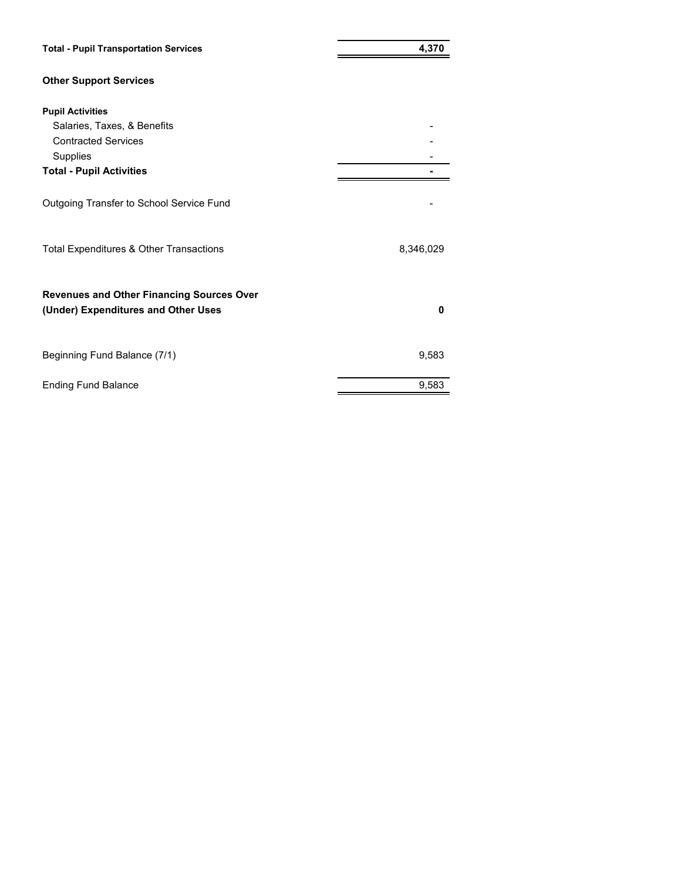| | |
|---|---|
| **Total - Pupil Transportation Services** | **4,370** |
| **Other Support Services** | |
| **Pupil Activities** | |
| Salaries, Taxes, & Benefits | - |
| Contracted Services | - |
| Supplies | - |
| **Total - Pupil Activities** | **-** |
| Outgoing Transfer to School Service Fund | - |
| Total Expenditures & Other Transactions | 8,346,029 |
| **Revenues and Other Financing Sources Over (Under) Expenditures and Other Uses** | **0** |
| Beginning Fund Balance (7/1) | 9,583 |
| Ending Fund Balance | 9,583 |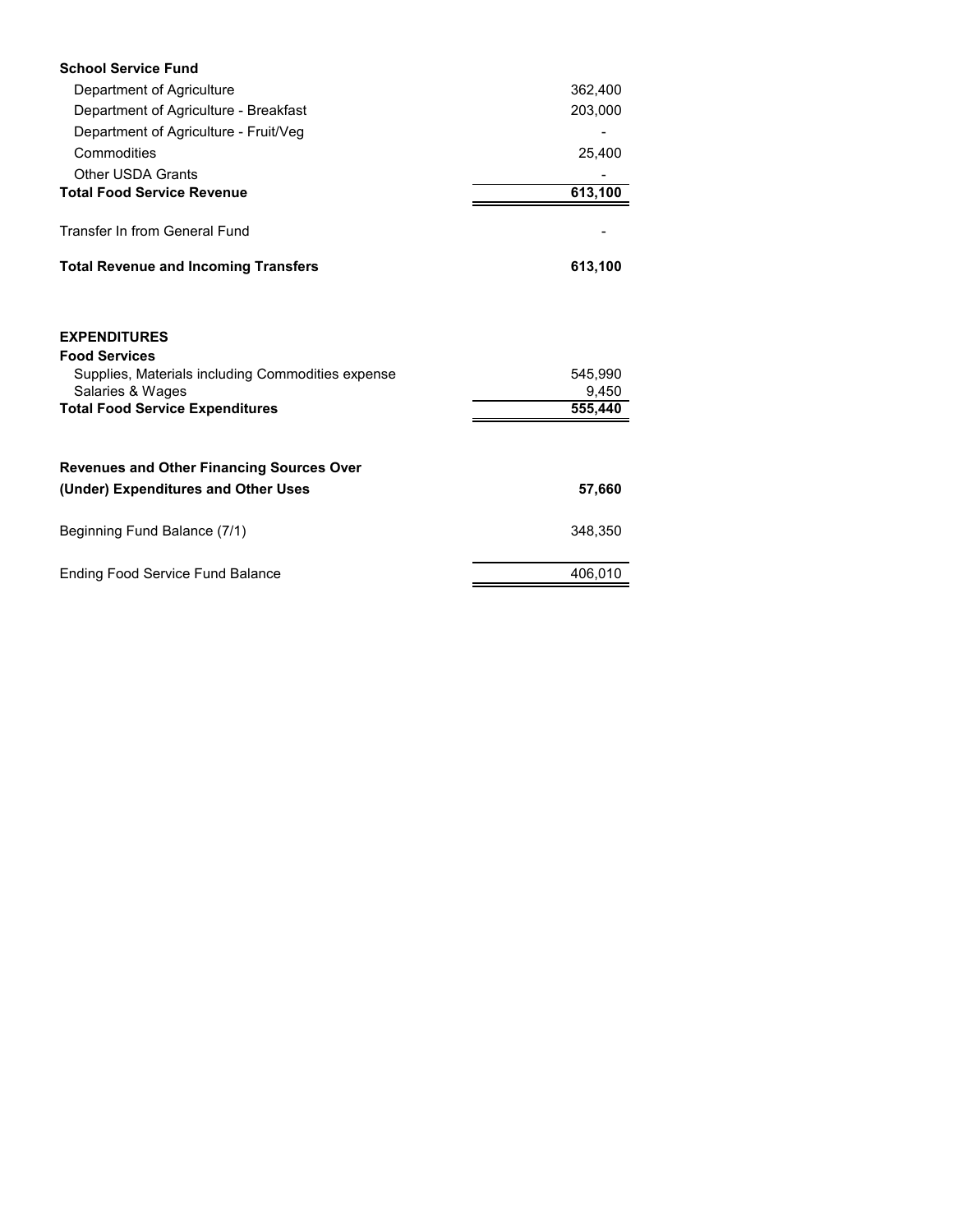| **School Service Fund** | |
|---|---|
| Department of Agriculture | 362,400 |
| Department of Agriculture - Breakfast | 203,000 |
| Department of Agriculture - Fruit/Veg | - |
| Commodities | 25,400 |
| Other USDA Grants | - |
| **Total Food Service Revenue** | **613,100** |
| | |
| Transfer In from General Fund | - |
| | |
| **Total Revenue and Incoming Transfers** | **613,100** |
| | |
| **EXPENDITURES** | |
| **Food Services** | |
| Supplies, Materials including Commodities expense | 545,990 |
| Salaries & Wages | 9,450 |
| **Total Food Service Expenditures** | **555,440** |
| | |
| **Revenues and Other Financing Sources Over (Under) Expenditures and Other Uses** | **57,660** |
| | |
| Beginning Fund Balance (7/1) | 348,350 |
| | |
| Ending Food Service Fund Balance | 406,010 |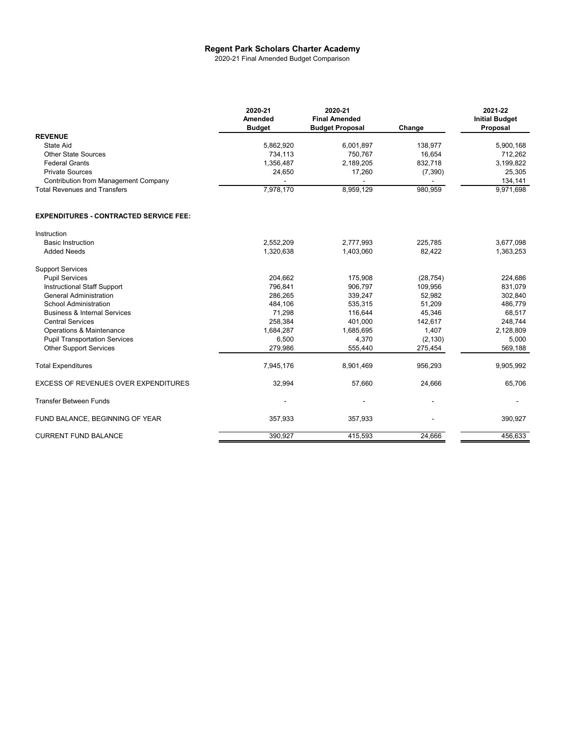# Regent Park Scholars Charter Academy

2020-21 Final Amended Budget Comparison

| | 2020-21 Amended Budget | 2020-21 Final Amended Budget Proposal | Change | 2021-22 Initial Budget Proposal |
|---|---|---|---|---|
| **REVENUE** | | | | |
| State Aid | 5,862,920 | 6,001,897 | 138,977 | 5,900,168 |
| Other State Sources | 734,113 | 750,767 | 16,654 | 712,262 |
| Federal Grants | 1,356,487 | 2,189,205 | 832,718 | 3,199,822 |
| Private Sources | 24,650 | 17,260 | (7,390) | 25,305 |
| Contribution from Management Company | - | - | - | 134,141 |
| Total Revenues and Transfers | 7,978,170 | 8,959,129 | 980,959 | 9,971,698 |
| **EXPENDITURES - CONTRACTED SERVICE FEE:** | | | | |
| Instruction | | | | |
| Basic Instruction | 2,552,209 | 2,777,993 | 225,785 | 3,677,098 |
| Added Needs | 1,320,638 | 1,403,060 | 82,422 | 1,363,253 |
| Support Services | | | | |
| Pupil Services | 204,662 | 175,908 | (28,754) | 224,686 |
| Instructional Staff Support | 796,841 | 906,797 | 109,956 | 831,079 |
| General Administration | 286,265 | 339,247 | 52,982 | 302,840 |
| School Administration | 484,106 | 535,315 | 51,209 | 486,779 |
| Business & Internal Services | 71,298 | 116,644 | 45,346 | 68,517 |
| Central Services | 258,384 | 401,000 | 142,617 | 248,744 |
| Operations & Maintenance | 1,684,287 | 1,685,695 | 1,407 | 2,128,809 |
| Pupil Transportation Services | 6,500 | 4,370 | (2,130) | 5,000 |
| Other Support Services | 279,986 | 555,440 | 275,454 | 569,188 |
| Total Expenditures | 7,945,176 | 8,901,469 | 956,293 | 9,905,992 |
| EXCESS OF REVENUES OVER EXPENDITURES | 32,994 | 57,660 | 24,666 | 65,706 |
| Transfer Between Funds | - | - | - | - |
| FUND BALANCE, BEGINNING OF YEAR | 357,933 | 357,933 | - | 390,927 |
| CURRENT FUND BALANCE | 390,927 | 415,593 | 24,666 | 456,633 |